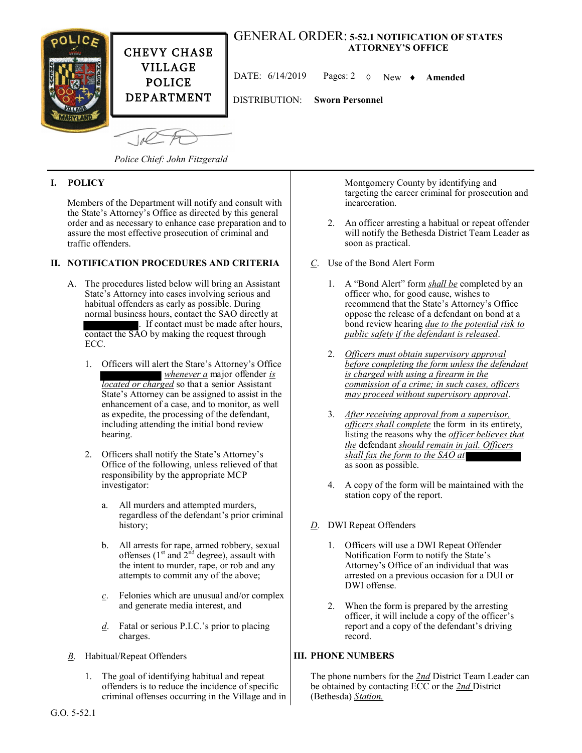**CHEVY CHASE VILLAGE POLICE DEPARTMENT**

# GENERAL ORDER: 5-52.1 NOTIFICATION OF STATES ATTORNEY'S OFFICE

DATE: 6/14/2019 Pages: 2 ◊ New ♦ **Amended**

DISTRIBUTION: **Sworn Personnel**

*Police Chief: John Fitzgerald*

## I. POLICY

Members of the Department will notify and consult with the State's Attorney's Office as directed by this general order and as necessary to enhance case preparation and to assure the most effective prosecution of criminal and traffic offenders.

## II. NOTIFICATION PROCEDURES AND CRITERIA

A. The procedures listed below will bring an Assistant State's Attorney into cases involving serious and habitual offenders as early as possible. During normal business hours, contact the SAO directly at [REDACTED]. If contact must be made after hours, contact the SAO by making the request through ECC.

1. Officers will alert the Stare's Attorney's Office [REDACTED] *whenever a* major offender *is located or charged* so that a senior Assistant State's Attorney can be assigned to assist in the enhancement of a case, and to monitor, as well as expedite, the processing of the defendant, including attending the initial bond review hearing.

2. Officers shall notify the State's Attorney's Office of the following, unless relieved of that responsibility by the appropriate MCP investigator:

    a. All murders and attempted murders, regardless of the defendant's prior criminal history;

    b. All arrests for rape, armed robbery, sexual offenses (1st and 2nd degree), assault with the intent to murder, rape, or rob and any attempts to commit any of the above;

    *c*. Felonies which are unusual and/or complex and generate media interest, and

    *d*. Fatal or serious P.I.C.'s prior to placing charges.

*B*. Habitual/Repeat Offenders

1. The goal of identifying habitual and repeat offenders is to reduce the incidence of specific criminal offenses occurring in the Village and in Montgomery County by identifying and targeting the career criminal for prosecution and incarceration.

2. An officer arresting a habitual or repeat offender will notify the Bethesda District Team Leader as soon as practical.

*C*. Use of the Bond Alert Form

1. A "Bond Alert" form *shall be* completed by an officer who, for good cause, wishes to recommend that the State's Attorney's Office oppose the release of a defendant on bond at a bond review hearing *due to the potential risk to public safety if the defendant is released*.

2. *Officers must obtain supervisory approval before completing the form unless the defendant is charged with using a firearm in the commission of a crime; in such cases, officers may proceed without supervisory approval*.

3. *After receiving approval from a supervisor, officers shall complete* the form in its entirety, listing the reasons why the *officer believes that the* defendant *should remain in jail. Officers shall fax the form to the SAO at* [REDACTED] as soon as possible.

4. A copy of the form will be maintained with the station copy of the report.

*D*. DWI Repeat Offenders

1. Officers will use a DWI Repeat Offender Notification Form to notify the State's Attorney's Office of an individual that was arrested on a previous occasion for a DUI or DWI offense.

2. When the form is prepared by the arresting officer, it will include a copy of the officer's report and a copy of the defendant's driving record.

## III. PHONE NUMBERS

The phone numbers for the *2nd* District Team Leader can be obtained by contacting ECC or the *2nd* District (Bethesda) *Station.*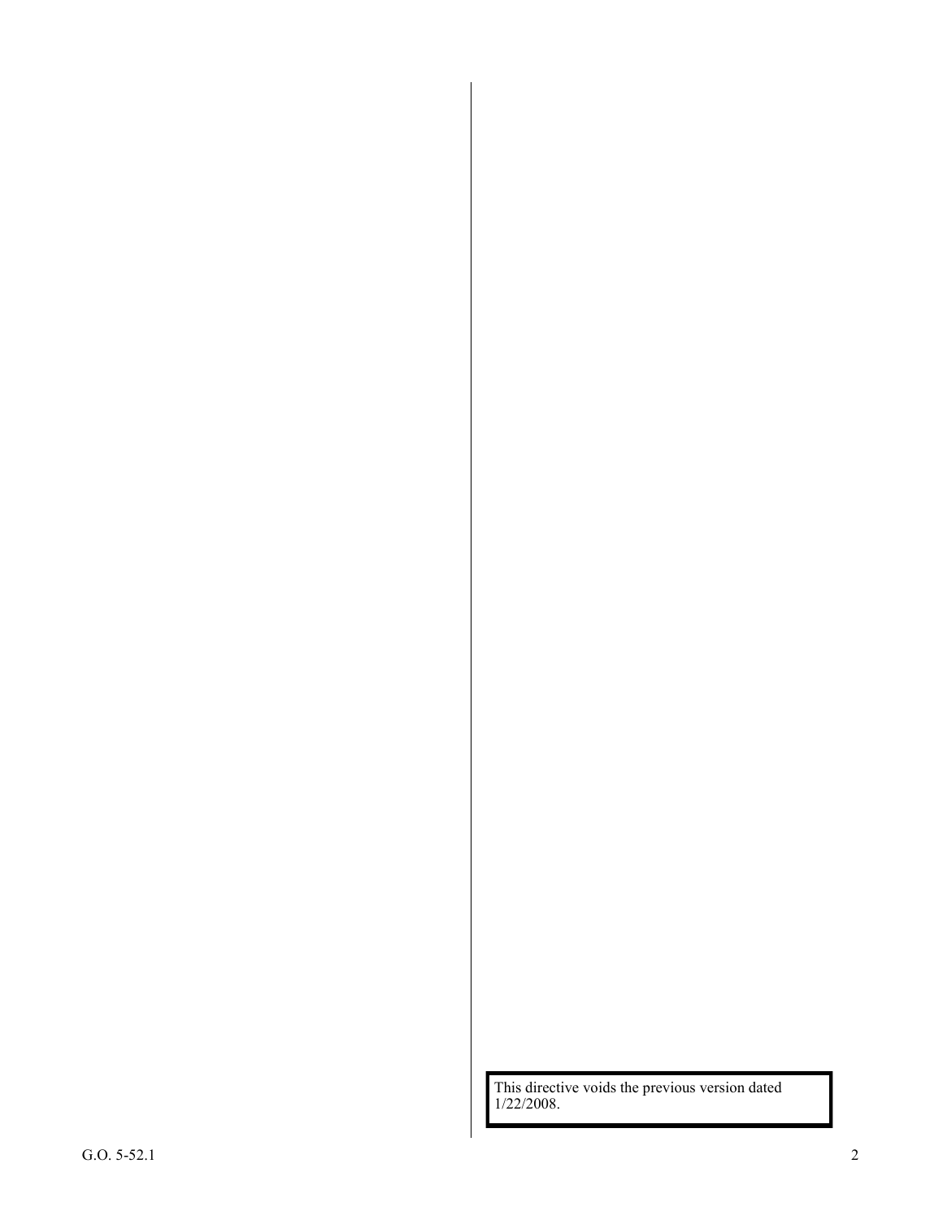This directive voids the previous version dated 1/22/2008.